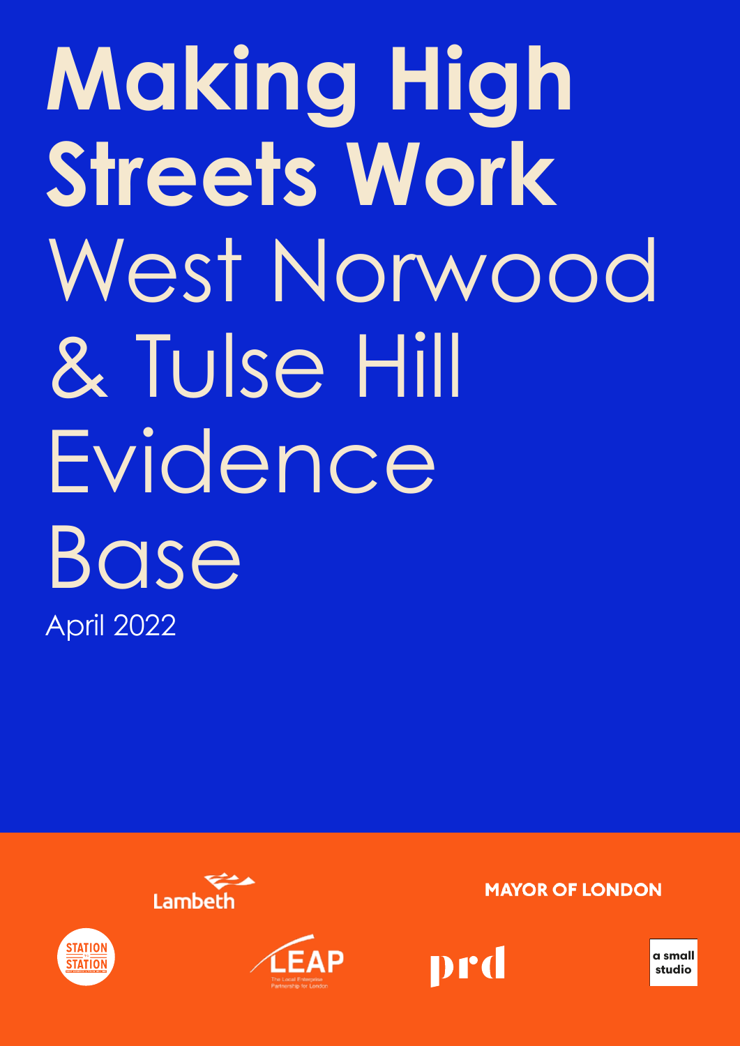# Making High Streets Work

# West Norwood & Tulse Hill Evidence Base

April 2022

Lambeth

MAYOR OF LONDON

STATION to STATION

LEAP The Local Enterprise Partnership for London

prd

a small studio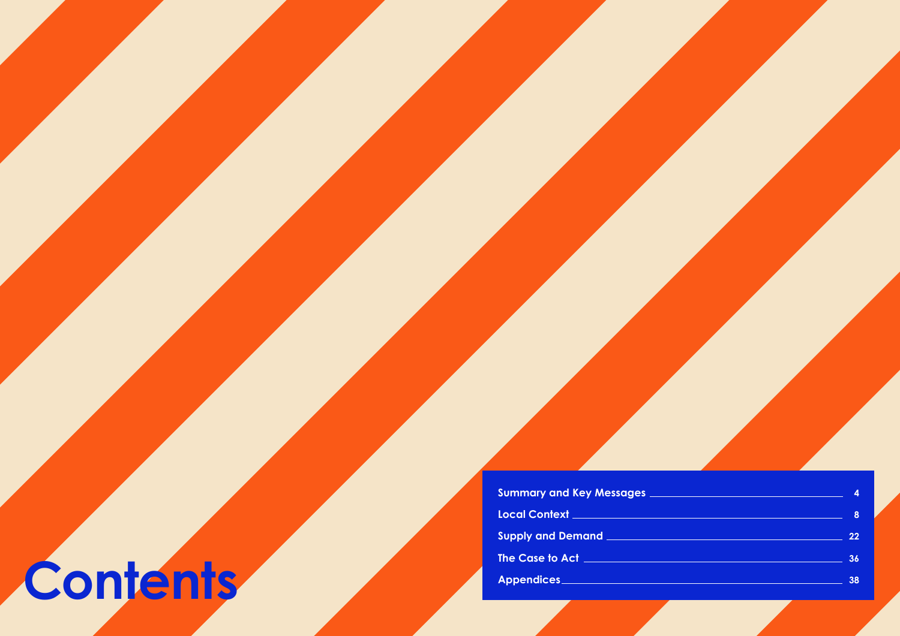# Contents

- Summary and Key Messages — 4
- Local Context — 8
- Supply and Demand — 22
- The Case to Act — 36
- Appendices — 38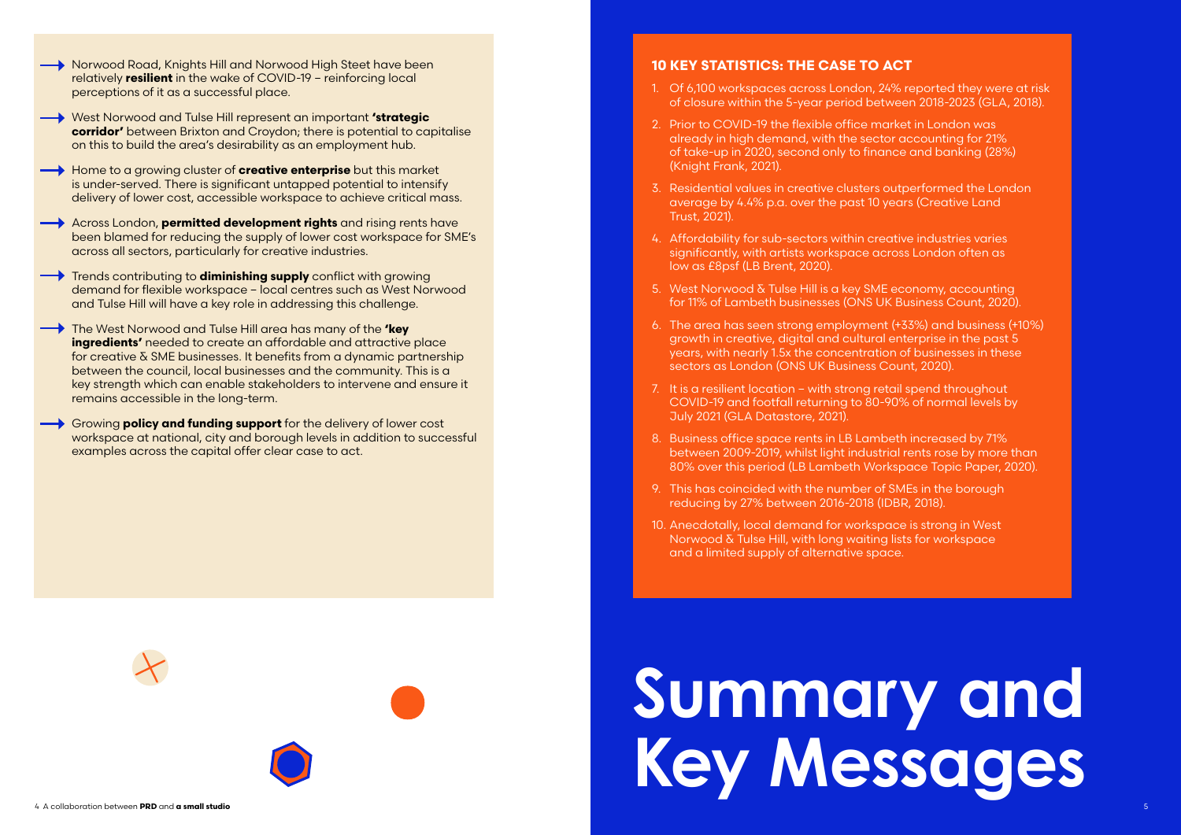# Summary and Key Messages

- Norwood Road, Knights Hill and Norwood High Steet have been relatively **resilient** in the wake of COVID-19 – reinforcing local perceptions of it as a successful place.
- West Norwood and Tulse Hill represent an important **'strategic corridor'** between Brixton and Croydon; there is potential to capitalise on this to build the area's desirability as an employment hub.
- Home to a growing cluster of **creative enterprise** but this market is under-served. There is significant untapped potential to intensify delivery of lower cost, accessible workspace to achieve critical mass.
- Across London, **permitted development rights** and rising rents have been blamed for reducing the supply of lower cost workspace for SME's across all sectors, particularly for creative industries.
- Trends contributing to **diminishing supply** conflict with growing demand for flexible workspace – local centres such as West Norwood and Tulse Hill will have a key role in addressing this challenge.
- The West Norwood and Tulse Hill area has many of the **'key ingredients'** needed to create an affordable and attractive place for creative & SME businesses. It benefits from a dynamic partnership between the council, local businesses and the community. This is a key strength which can enable stakeholders to intervene and ensure it remains accessible in the long-term.
- Growing **policy and funding support** for the delivery of lower cost workspace at national, city and borough levels in addition to successful examples across the capital offer clear case to act.

## 10 KEY STATISTICS: THE CASE TO ACT

1. Of 6,100 workspaces across London, 24% reported they were at risk of closure within the 5-year period between 2018-2023 (GLA, 2018).
2. Prior to COVID-19 the flexible office market in London was already in high demand, with the sector accounting for 21% of take-up in 2020, second only to finance and banking (28%) (Knight Frank, 2021).
3. Residential values in creative clusters outperformed the London average by 4.4% p.a. over the past 10 years (Creative Land Trust, 2021).
4. Affordability for sub-sectors within creative industries varies significantly, with artists workspace across London often as low as £8psf (LB Brent, 2020).
5. West Norwood & Tulse Hill is a key SME economy, accounting for 11% of Lambeth businesses (ONS UK Business Count, 2020).
6. The area has seen strong employment (+33%) and business (+10%) growth in creative, digital and cultural enterprise in the past 5 years, with nearly 1.5x the concentration of businesses in these sectors as London (ONS UK Business Count, 2020).
7. It is a resilient location – with strong retail spend throughout COVID-19 and footfall returning to 80-90% of normal levels by July 2021 (GLA Datastore, 2021).
8. Business office space rents in LB Lambeth increased by 71% between 2009-2019, whilst light industrial rents rose by more than 80% over this period (LB Lambeth Workspace Topic Paper, 2020).
9. This has coincided with the number of SMEs in the borough reducing by 27% between 2016-2018 (IDBR, 2018).
10. Anecdotally, local demand for workspace is strong in West Norwood & Tulse Hill, with long waiting lists for workspace and a limited supply of alternative space.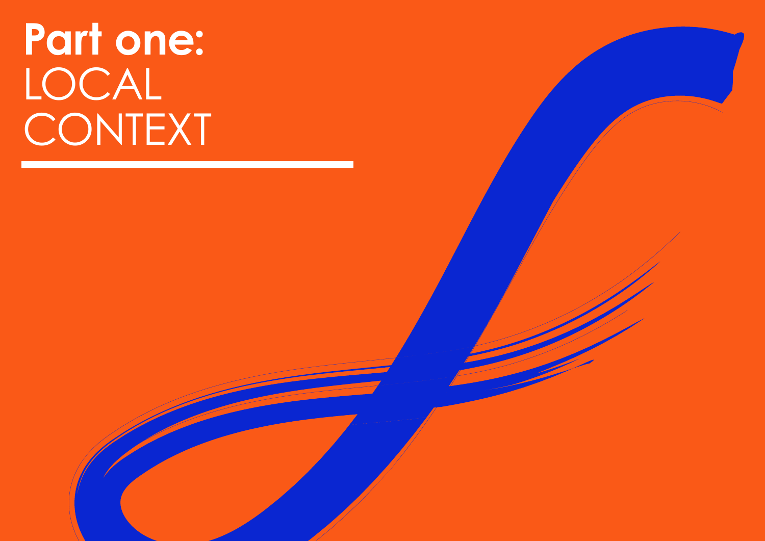# **Part one:** LOCAL CONTEXT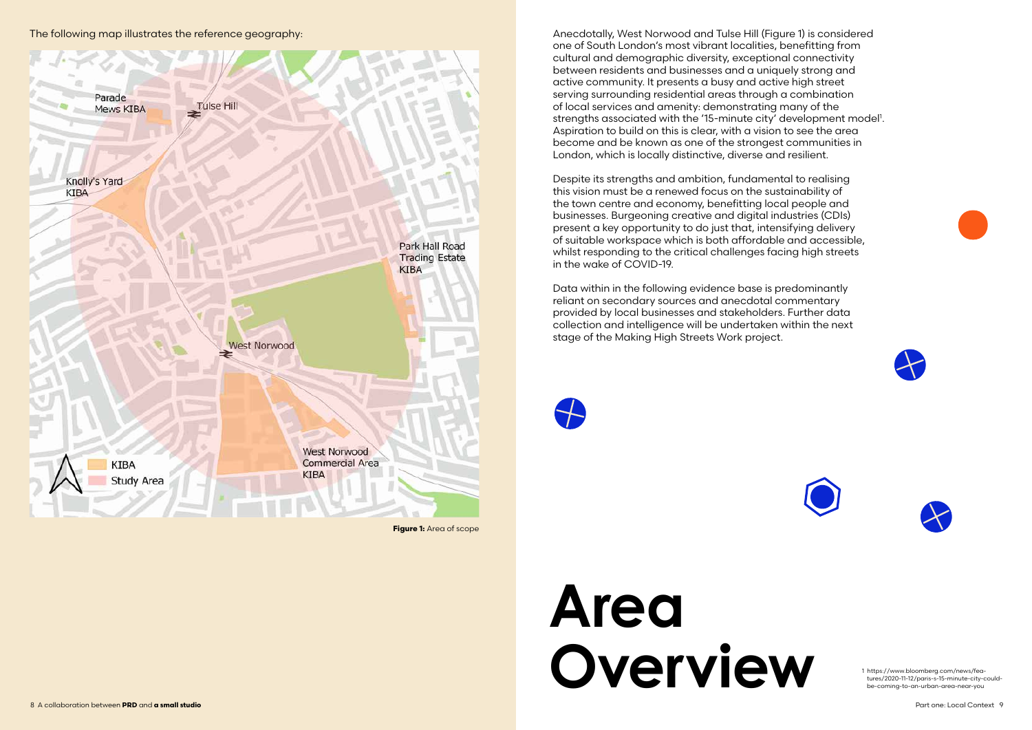The following map illustrates the reference geography:

Figure 1: Area of scope

# Area Overview

Anecdotally, West Norwood and Tulse Hill (Figure 1) is considered one of South London's most vibrant localities, benefitting from cultural and demographic diversity, exceptional connectivity between residents and businesses and a uniquely strong and active community. It presents a busy and active high street serving surrounding residential areas through a combination of local services and amenity: demonstrating many of the strengths associated with the '15-minute city' development model[1]. Aspiration to build on this is clear, with a vision to see the area become and be known as one of the strongest communities in London, which is locally distinctive, diverse and resilient.

Despite its strengths and ambition, fundamental to realising this vision must be a renewed focus on the sustainability of the town centre and economy, benefitting local people and businesses. Burgeoning creative and digital industries (CDIs) present a key opportunity to do just that, intensifying delivery of suitable workspace which is both affordable and accessible, whilst responding to the critical challenges facing high streets in the wake of COVID-19.

Data within in the following evidence base is predominantly reliant on secondary sources and anecdotal commentary provided by local businesses and stakeholders. Further data collection and intelligence will be undertaken within the next stage of the Making High Streets Work project.

1 https://www.bloomberg.com/news/features/2020-11-12/paris-s-15-minute-city-could-be-coming-to-an-urban-area-near-you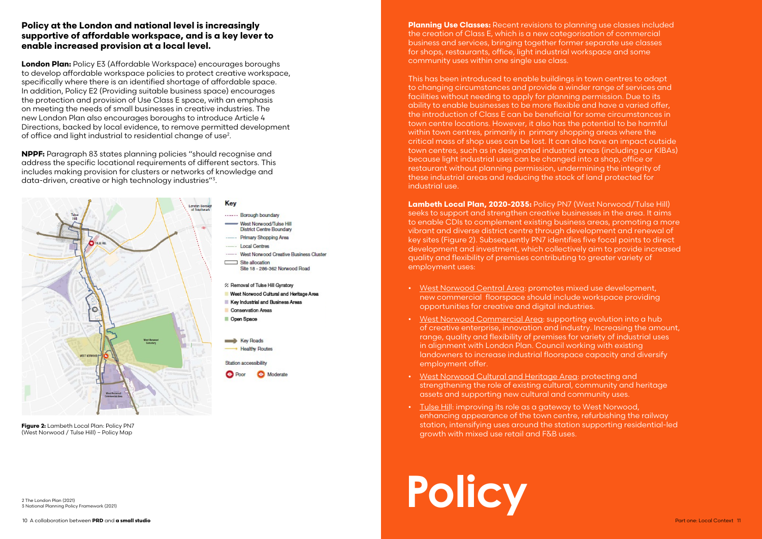**Policy at the London and national level is increasingly supportive of affordable workspace, and is a key lever to enable increased provision at a local level.**

**London Plan:** Policy E3 (Affordable Workspace) encourages boroughs to develop affordable workspace policies to protect creative workspace, specifically where there is an identified shortage of affordable space. In addition, Policy E2 (Providing suitable business space) encourages the protection and provision of Use Class E space, with an emphasis on meeting the needs of small businesses in creative industries. The new London Plan also encourages boroughs to introduce Article 4 Directions, backed by local evidence, to remove permitted development of office and light industrial to residential change of use[2].

**NPPF:** Paragraph 83 states planning policies "should recognise and address the specific locational requirements of different sectors. This includes making provision for clusters or networks of knowledge and data-driven, creative or high technology industries"[3].

Key

- Borough boundary
- West Norwood/Tulse Hill District Centre Boundary
- Primary Shopping Area
- Local Centres
- West Norwood Creative Business Cluster
- Site allocation Site 18 - 286-362 Norwood Road
- Removal of Tulse Hill Gyratory
- West Norwood Cultural and Heritage Area
- Key Industrial and Business Areas
- Conservation Areas
- Open Space
- Key Roads
- Healthy Routes

Station accessibility

- Poor
- Moderate

**Figure 2:** Lambeth Local Plan: Policy PN7 (West Norwood / Tulse Hill) – Policy Map

2 The London Plan (2021)
3 National Planning Policy Framework (2021)

**Planning Use Classes:** Recent revisions to planning use classes included the creation of Class E, which is a new categorisation of commercial business and services, bringing together former separate use classes for shops, restaurants, office, light industrial workspace and some community uses within one single use class.

This has been introduced to enable buildings in town centres to adapt to changing circumstances and provide a winder range of services and facilities without needing to apply for planning permission. Due to its ability to enable businesses to be more flexible and have a varied offer, the introduction of Class E can be beneficial for some circumstances in town centre locations. However, it also has the potential to be harmful within town centres, primarily in primary shopping areas where the critical mass of shop uses can be lost. It can also have an impact outside town centres, such as in designated industrial areas (including our KIBAs) because light industrial uses can be changed into a shop, office or restaurant without planning permission, undermining the integrity of these industrial areas and reducing the stock of land protected for industrial use.

**Lambeth Local Plan, 2020-2035:** Policy PN7 (West Norwood/Tulse Hill) seeks to support and strengthen creative businesses in the area. It aims to enable CDIs to complement existing business areas, promoting a more vibrant and diverse district centre through development and renewal of key sites (Figure 2). Subsequently PN7 identifies five focal points to direct development and investment, which collectively aim to provide increased quality and flexibility of premises contributing to greater variety of employment uses:

- West Norwood Central Area: promotes mixed use development, new commercial floorspace should include workspace providing opportunities for creative and digital industries.
- West Norwood Commercial Area: supporting evolution into a hub of creative enterprise, innovation and industry. Increasing the amount, range, quality and flexibility of premises for variety of industrial uses in alignment with London Plan. Council working with existing landowners to increase industrial floorspace capacity and diversify employment offer.
- West Norwood Cultural and Heritage Area: protecting and strengthening the role of existing cultural, community and heritage assets and supporting new cultural and community uses.
- Tulse Hill: improving its role as a gateway to West Norwood, enhancing appearance of the town centre, refurbishing the railway station, intensifying uses around the station supporting residential-led growth with mixed use retail and F&B uses.

# Policy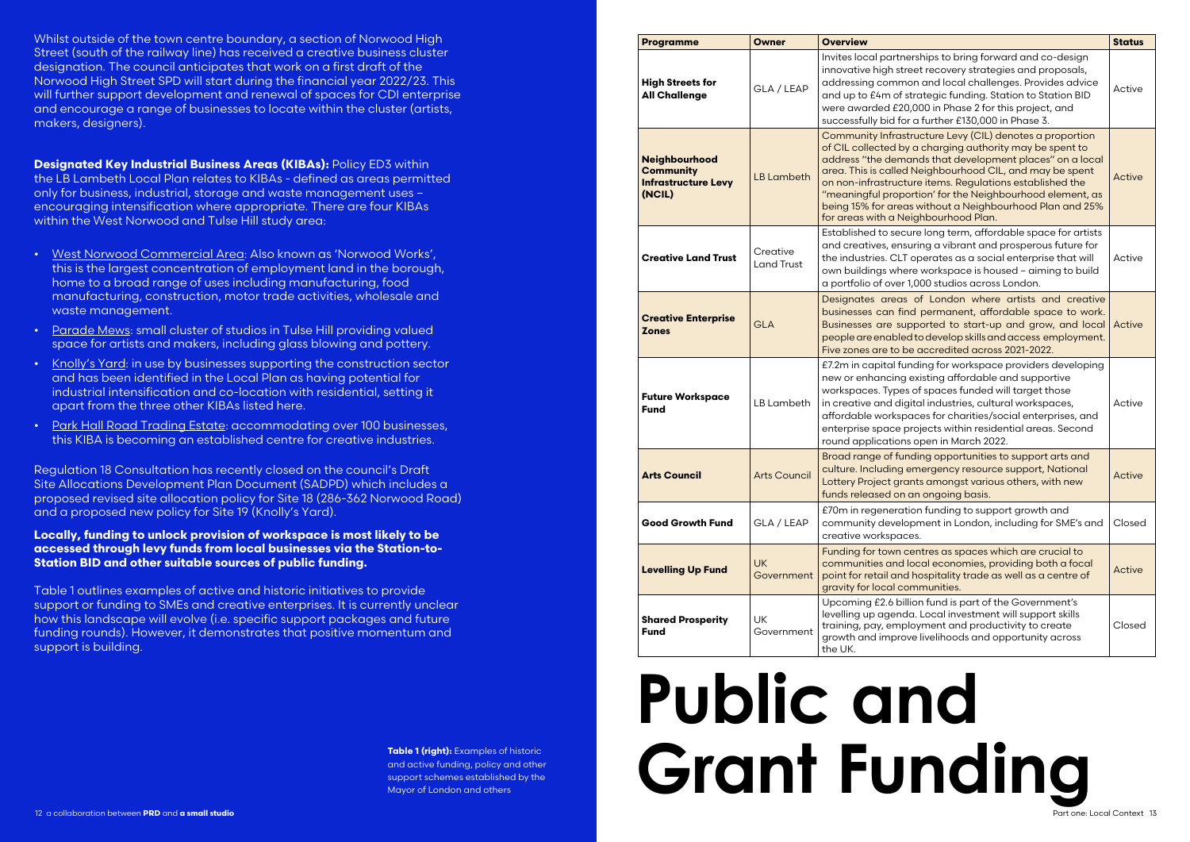Whilst outside of the town centre boundary, a section of Norwood High Street (south of the railway line) has received a creative business cluster designation. The council anticipates that work on a first draft of the Norwood High Street SPD will start during the financial year 2022/23. This will further support development and renewal of spaces for CDI enterprise and encourage a range of businesses to locate within the cluster (artists, makers, designers).

**Designated Key Industrial Business Areas (KIBAs):** Policy ED3 within the LB Lambeth Local Plan relates to KIBAs - defined as areas permitted only for business, industrial, storage and waste management uses – encouraging intensification where appropriate. There are four KIBAs within the West Norwood and Tulse Hill study area:

- West Norwood Commercial Area: Also known as 'Norwood Works', this is the largest concentration of employment land in the borough, home to a broad range of uses including manufacturing, food manufacturing, construction, motor trade activities, wholesale and waste management.
- Parade Mews: small cluster of studios in Tulse Hill providing valued space for artists and makers, including glass blowing and pottery.
- Knolly's Yard: in use by businesses supporting the construction sector and has been identified in the Local Plan as having potential for industrial intensification and co-location with residential, setting it apart from the three other KIBAs listed here.
- Park Hall Road Trading Estate: accommodating over 100 businesses, this KIBA is becoming an established centre for creative industries.

Regulation 18 Consultation has recently closed on the council's Draft Site Allocations Development Plan Document (SADPD) which includes a proposed revised site allocation policy for Site 18 (286-362 Norwood Road) and a proposed new policy for Site 19 (Knolly's Yard).

**Locally, funding to unlock provision of workspace is most likely to be accessed through levy funds from local businesses via the Station-to-Station BID and other suitable sources of public funding.**

Table 1 outlines examples of active and historic initiatives to provide support or funding to SMEs and creative enterprises. It is currently unclear how this landscape will evolve (i.e. specific support packages and future funding rounds). However, it demonstrates that positive momentum and support is building.

**Table 1 (right):** Examples of historic and active funding, policy and other support schemes established by the Mayor of London and others

| Programme | Owner | Overview | Status |
|---|---|---|---|
| **High Streets for All Challenge** | GLA / LEAP | Invites local partnerships to bring forward and co-design innovative high street recovery strategies and proposals, addressing common and local challenges. Provides advice and up to £4m of strategic funding. Station to Station BID were awarded £20,000 in Phase 2 for this project, and successfully bid for a further £130,000 in Phase 3. | Active |
| **Neighbourhood Community Infrastructure Levy (NCIL)** | LB Lambeth | Community Infrastructure Levy (CIL) denotes a proportion of CIL collected by a charging authority may be spent to address "the demands that development places" on a local area. This is called Neighbourhood CIL, and may be spent on non-infrastructure items. Regulations established the "meaningful proportion' for the Neighbourhood element, as being 15% for areas without a Neighbourhood Plan and 25% for areas with a Neighbourhood Plan. | Active |
| **Creative Land Trust** | Creative Land Trust | Established to secure long term, affordable space for artists and creatives, ensuring a vibrant and prosperous future for the industries. CLT operates as a social enterprise that will own buildings where workspace is housed – aiming to build a portfolio of over 1,000 studios across London. | Active |
| **Creative Enterprise Zones** | GLA | Designates areas of London where artists and creative businesses can find permanent, affordable space to work. Businesses are supported to start-up and grow, and local people are enabled to develop skills and access employment. Five zones are to be accredited across 2021-2022. | Active |
| **Future Workspace Fund** | LB Lambeth | £7.2m in capital funding for workspace providers developing new or enhancing existing affordable and supportive workspaces. Types of spaces funded will target those in creative and digital industries, cultural workspaces, affordable workspaces for charities/social enterprises, and enterprise space projects within residential areas. Second round applications open in March 2022. | Active |
| **Arts Council** | Arts Council | Broad range of funding opportunities to support arts and culture. Including emergency resource support, National Lottery Project grants amongst various others, with new funds released on an ongoing basis. | Active |
| **Good Growth Fund** | GLA / LEAP | £70m in regeneration funding to support growth and community development in London, including for SME's and creative workspaces. | Closed |
| **Levelling Up Fund** | UK Government | Funding for town centres as spaces which are crucial to communities and local economies, providing both a focal point for retail and hospitality trade as well as a centre of gravity for local communities. | Active |
| **Shared Prosperity Fund** | UK Government | Upcoming £2.6 billion fund is part of the Government's levelling up agenda. Local investment will support skills training, pay, employment and productivity to create growth and improve livelihoods and opportunity across the UK. | Closed |

# Public and Grant Funding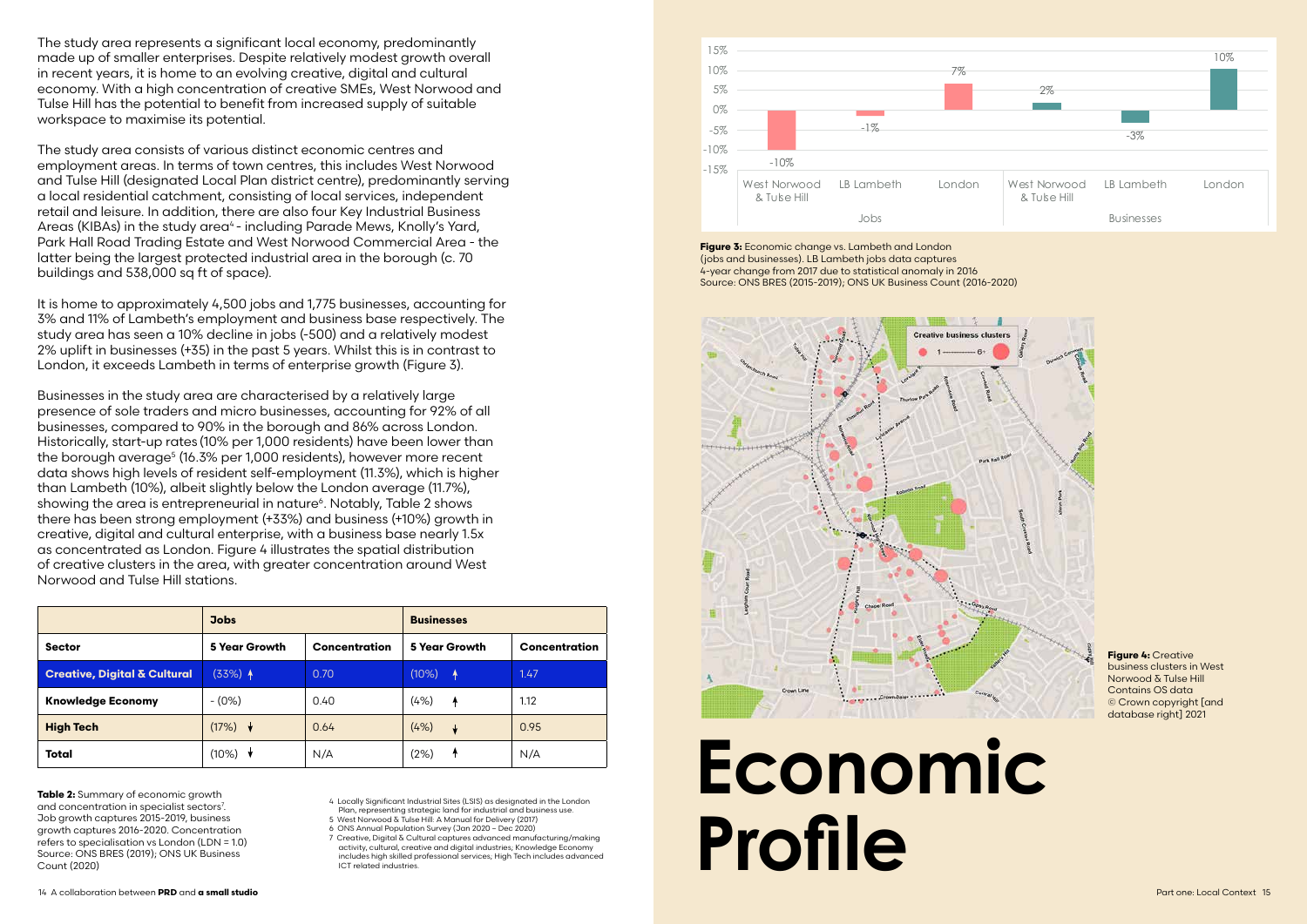# Economic Profile

The study area represents a significant local economy, predominantly made up of smaller enterprises. Despite relatively modest growth overall in recent years, it is home to an evolving creative, digital and cultural economy. With a high concentration of creative SMEs, West Norwood and Tulse Hill has the potential to benefit from increased supply of suitable workspace to maximise its potential.

The study area consists of various distinct economic centres and employment areas. In terms of town centres, this includes West Norwood and Tulse Hill (designated Local Plan district centre), predominantly serving a local residential catchment, consisting of local services, independent retail and leisure. In addition, there are also four Key Industrial Business Areas (KIBAs) in the study area[4] - including Parade Mews, Knolly's Yard, Park Hall Road Trading Estate and West Norwood Commercial Area - the latter being the largest protected industrial area in the borough (c. 70 buildings and 538,000 sq ft of space).

It is home to approximately 4,500 jobs and 1,775 businesses, accounting for 3% and 11% of Lambeth's employment and business base respectively. The study area has seen a 10% decline in jobs (-500) and a relatively modest 2% uplift in businesses (+35) in the past 5 years. Whilst this is in contrast to London, it exceeds Lambeth in terms of enterprise growth (Figure 3).

Businesses in the study area are characterised by a relatively large presence of sole traders and micro businesses, accounting for 92% of all businesses, compared to 90% in the borough and 86% across London. Historically, start-up rates (10% per 1,000 residents) have been lower than the borough average[5] (16.3% per 1,000 residents), however more recent data shows high levels of resident self-employment (11.3%), which is higher than Lambeth (10%), albeit slightly below the London average (11.7%), showing the area is entrepreneurial in nature[6]. Notably, Table 2 shows there has been strong employment (+33%) and business (+10%) growth in creative, digital and cultural enterprise, with a business base nearly 1.5x as concentrated as London. Figure 4 illustrates the spatial distribution of creative clusters in the area, with greater concentration around West Norwood and Tulse Hill stations.

| | Jobs | | Businesses | |
|---|---|---|---|---|
| **Sector** | **5 Year Growth** | **Concentration** | **5 Year Growth** | **Concentration** |
| **Creative, Digital & Cultural** | (33%) ↑ | 0.70 | (10%) ↑ | 1.47 |
| **Knowledge Economy** | - (0%) | 0.40 | (4%) ↑ | 1.12 |
| **High Tech** | (17%) ↓ | 0.64 | (4%) ↓ | 0.95 |
| **Total** | (10%) ↓ | N/A | (2%) ↑ | N/A |

**Table 2:** Summary of economic growth and concentration in specialist sectors[7]. Job growth captures 2015-2019, business growth captures 2016-2020. Concentration refers to specialisation vs London (LDN = 1.0) Source: ONS BRES (2019); ONS UK Business Count (2020)

| | West Norwood & Tulse Hill | LB Lambeth | London |
|---|---|---|---|
| Jobs | -10% | -1% | 7% |
| Businesses | 2% | -3% | 10% |

**Figure 3:** Economic change vs. Lambeth and London (jobs and businesses). LB Lambeth jobs data captures 4-year change from 2017 due to statistical anomaly in 2016 Source: ONS BRES (2015-2019); ONS UK Business Count (2016-2020)

**Figure 4:** Creative business clusters in West Norwood & Tulse Hill Contains OS data © Crown copyright [and database right] 2021

4 Locally Significant Industrial Sites (LSIS) as designated in the London Plan, representing strategic land for industrial and business use.
5 West Norwood & Tulse Hill: A Manual for Delivery (2017)
6 ONS Annual Population Survey (Jan 2020 - Dec 2020)
7 Creative, Digital & Cultural captures advanced manufacturing/making activity, cultural, creative and digital industries; Knowledge Economy includes high skilled professional services; High Tech includes advanced ICT related industries.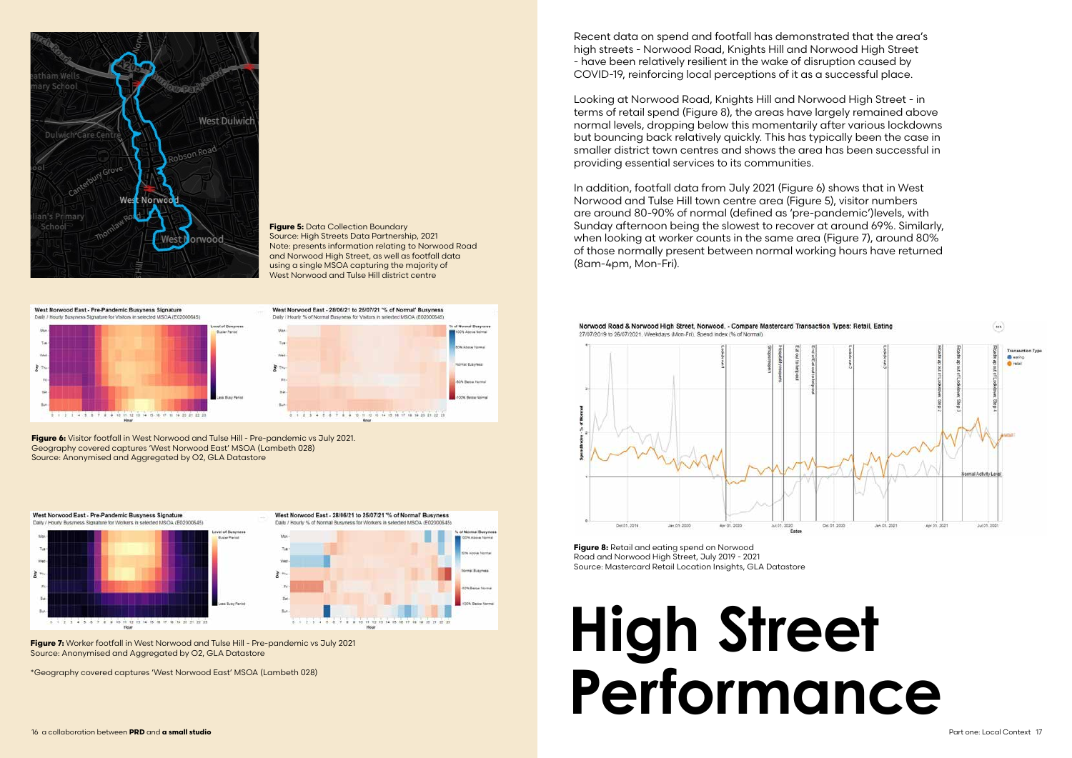# High Street Performance

Recent data on spend and footfall has demonstrated that the area's high streets - Norwood Road, Knights Hill and Norwood High Street - have been relatively resilient in the wake of disruption caused by COVID-19, reinforcing local perceptions of it as a successful place.

Looking at Norwood Road, Knights Hill and Norwood High Street - in terms of retail spend (Figure 8), the areas have largely remained above normal levels, dropping below this momentarily after various lockdowns but bouncing back relatively quickly. This has typically been the case in smaller district town centres and shows the area has been successful in providing essential services to its communities.

In addition, footfall data from July 2021 (Figure 6) shows that in West Norwood and Tulse Hill town centre area (Figure 5), visitor numbers are around 80-90% of normal (defined as 'pre-pandemic')levels, with Sunday afternoon being the slowest to recover at around 69%. Similarly, when looking at worker counts in the same area (Figure 7), around 80% of those normally present between normal working hours have returned (8am-4pm, Mon-Fri).

**Figure 5:** Data Collection Boundary
Source: High Streets Data Partnership, 2021
Note: presents information relating to Norwood Road and Norwood High Street, as well as footfall data using a single MSOA capturing the majority of West Norwood and Tulse Hill district centre

**Figure 6:** Visitor footfall in West Norwood and Tulse Hill - Pre-pandemic vs July 2021.
Geography covered captures 'West Norwood East' MSOA (Lambeth 028)
Source: Anonymised and Aggregated by O2, GLA Datastore

**Figure 7:** Worker footfall in West Norwood and Tulse Hill - Pre-pandemic vs July 2021
Source: Anonymised and Aggregated by O2, GLA Datastore

*Geography covered captures 'West Norwood East' MSOA (Lambeth 028)

**Figure 8:** Retail and eating spend on Norwood Road and Norwood High Street, July 2019 - 2021
Source: Mastercard Retail Location Insights, GLA Datastore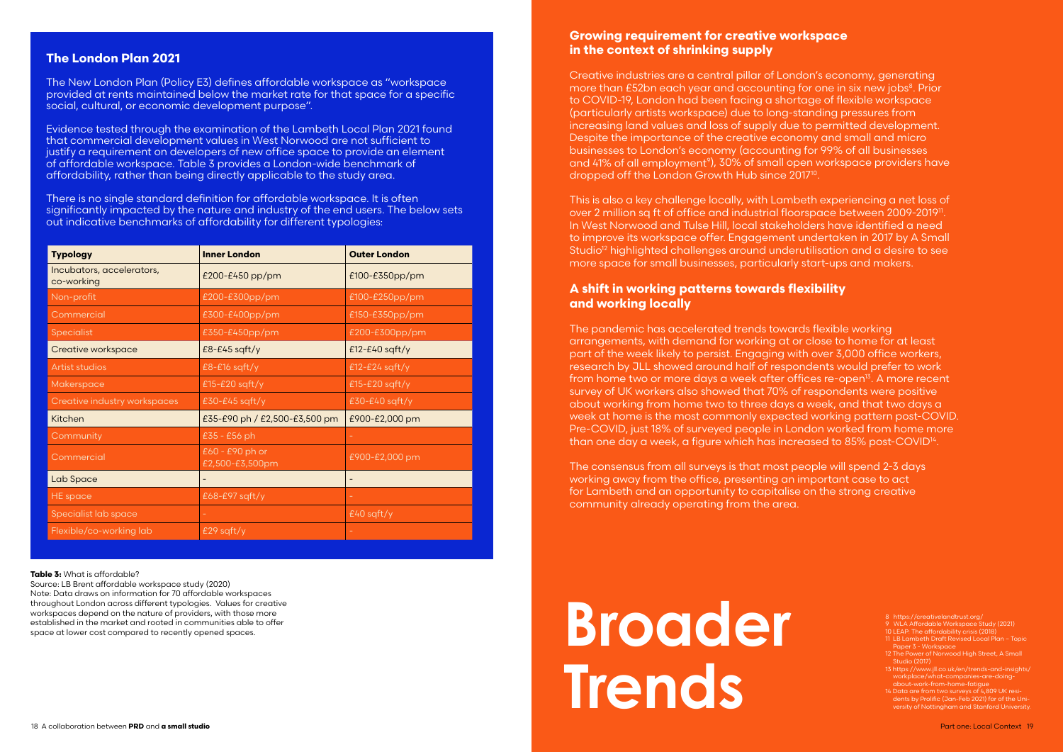## The London Plan 2021

The New London Plan (Policy E3) defines affordable workspace as "workspace provided at rents maintained below the market rate for that space for a specific social, cultural, or economic development purpose".

Evidence tested through the examination of the Lambeth Local Plan 2021 found that commercial development values in West Norwood are not sufficient to justify a requirement on developers of new office space to provide an element of affordable workspace. Table 3 provides a London-wide benchmark of affordability, rather than being directly applicable to the study area.

There is no single standard definition for affordable workspace. It is often significantly impacted by the nature and industry of the end users. The below sets out indicative benchmarks of affordability for different typologies:

| Typology | Inner London | Outer London |
|---|---|---|
| Incubators, accelerators, co-working | £200-£450 pp/pm | £100-£350pp/pm |
| Non-profit | £200-£300pp/pm | £100-£250pp/pm |
| Commercial | £300-£400pp/pm | £150-£350pp/pm |
| Specialist | £350-£450pp/pm | £200-£300pp/pm |
| Creative workspace | £8-£45 sqft/y | £12-£40 sqft/y |
| Artist studios | £8-£16 sqft/y | £12-£24 sqft/y |
| Makerspace | £15-£20 sqft/y | £15-£20 sqft/y |
| Creative industry workspaces | £30-£45 sqft/y | £30-£40 sqft/y |
| Kitchen | £35-£90 ph / £2,500-£3,500 pm | £900-£2,000 pm |
| Community | £35 - £56 ph | - |
| Commercial | £60 - £90 ph or £2,500-£3,500pm | £900-£2,000 pm |
| Lab Space | - | - |
| HE space | £68-£97 sqft/y | - |
| Specialist lab space | - | £40 sqft/y |
| Flexible/co-working lab | £29 sqft/y | - |

**Table 3:** What is affordable?
Source: LB Brent affordable workspace study (2020)
Note: Data draws on information for 70 affordable workspaces throughout London across different typologies. Values for creative workspaces depend on the nature of providers, with those more established in the market and rooted in communities able to offer space at lower cost compared to recently opened spaces.

# Broader Trends

### Growing requirement for creative workspace in the context of shrinking supply

Creative industries are a central pillar of London's economy, generating more than £52bn each year and accounting for one in six new jobs[8]. Prior to COVID-19, London had been facing a shortage of flexible workspace (particularly artists workspace) due to long-standing pressures from increasing land values and loss of supply due to permitted development. Despite the importance of the creative economy and small and micro businesses to London's economy (accounting for 99% of all businesses and 41% of all employment[9]), 30% of small open workspace providers have dropped off the London Growth Hub since 2017[10].

This is also a key challenge locally, with Lambeth experiencing a net loss of over 2 million sq ft of office and industrial floorspace between 2009-2019[11]. In West Norwood and Tulse Hill, local stakeholders have identified a need to improve its workspace offer. Engagement undertaken in 2017 by A Small Studio[12] highlighted challenges around underutilisation and a desire to see more space for small businesses, particularly start-ups and makers.

### A shift in working patterns towards flexibility and working locally

The pandemic has accelerated trends towards flexible working arrangements, with demand for working at or close to home for at least part of the week likely to persist. Engaging with over 3,000 office workers, research by JLL showed around half of respondents would prefer to work from home two or more days a week after offices re-open[13]. A more recent survey of UK workers also showed that 70% of respondents were positive about working from home two to three days a week, and that two days a week at home is the most commonly expected working pattern post-COVID. Pre-COVID, just 18% of surveyed people in London worked from home more than one day a week, a figure which has increased to 85% post-COVID[14].

The consensus from all surveys is that most people will spend 2-3 days working away from the office, presenting an important case to act for Lambeth and an opportunity to capitalise on the strong creative community already operating from the area.

8 https://creativelandtrust.org/
9 WLA Affordable Workspace Study (2021)
10 LEAP: The affordability crisis (2018)
11 LB Lambeth Draft Revised Local Plan – Topic Paper 3 - Workspace
12 The Power of Norwood High Street, A Small Studio (2017)
13 https://www.jll.co.uk/en/trends-and-insights/workplace/what-companies-are-doing-about-work-from-home-fatigue
14 Data are from two surveys of 4,809 UK residents by Prolific (Jan-Feb 2021) for of the University of Nottingham and Stanford University.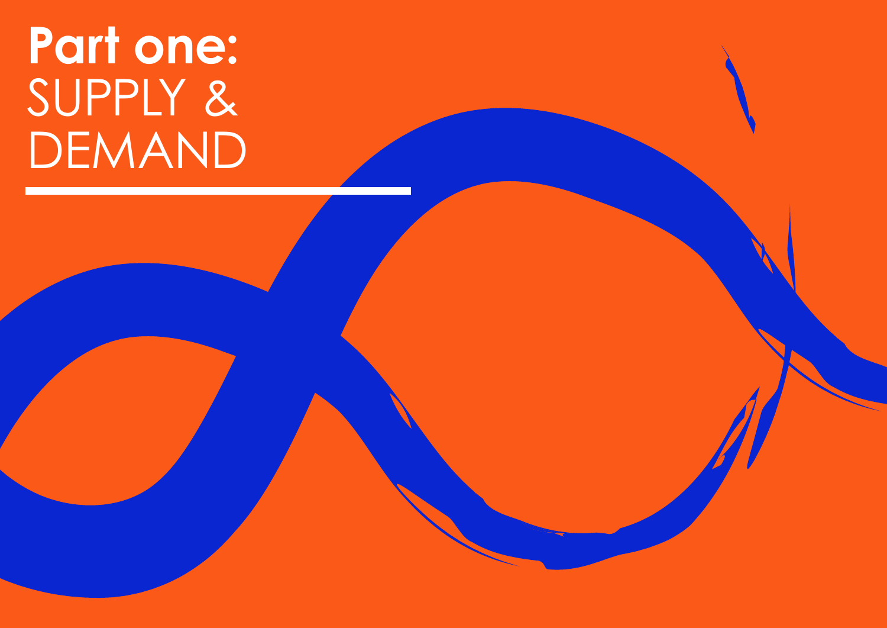# **Part one:** SUPPLY & DEMAND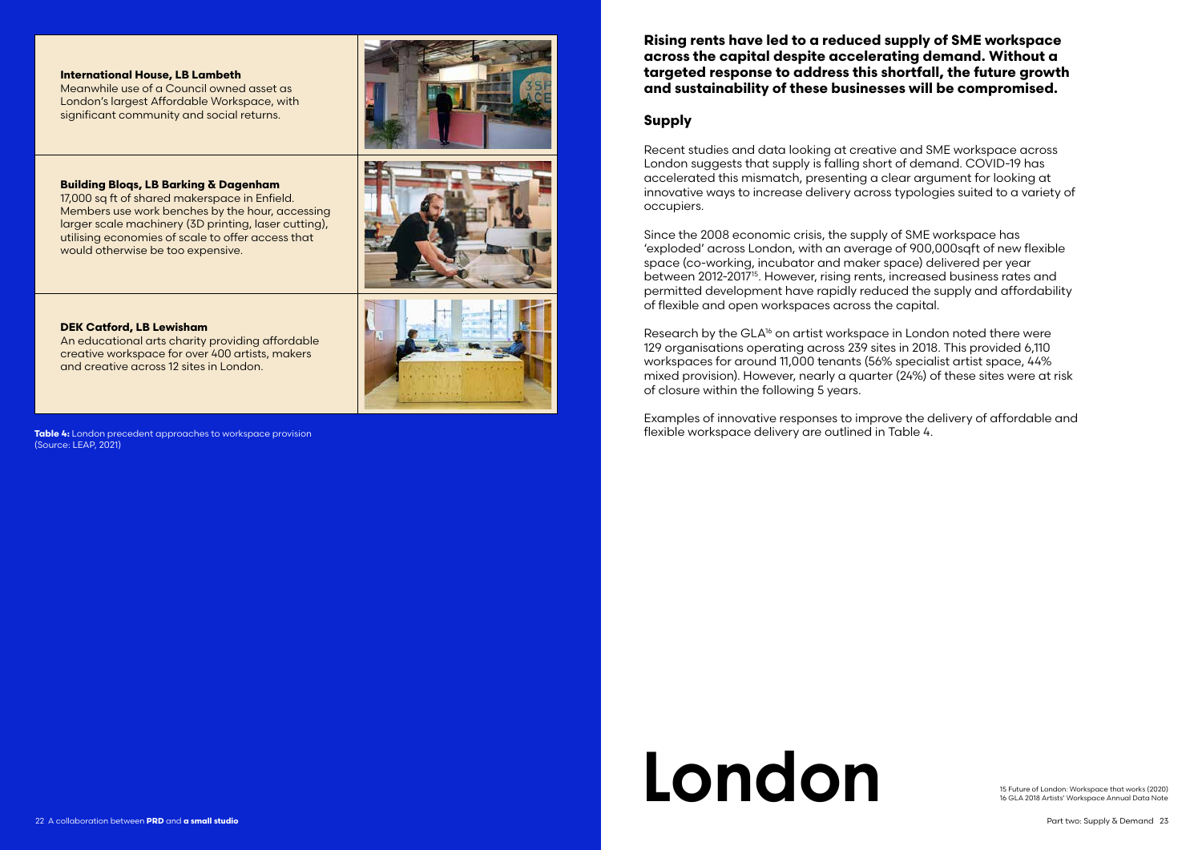| | |
|---|---|
| **International House, LB Lambeth**<br>Meanwhile use of a Council owned asset as London's largest Affordable Workspace, with significant community and social returns. | |
| **Building Bloqs, LB Barking & Dagenham**<br>17,000 sq ft of shared makerspace in Enfield. Members use work benches by the hour, accessing larger scale machinery (3D printing, laser cutting), utilising economies of scale to offer access that would otherwise be too expensive. | |
| **DEK Catford, LB Lewisham**<br>An educational arts charity providing affordable creative workspace for over 400 artists, makers and creative across 12 sites in London. | |

**Table 4:** London precedent approaches to workspace provision (Source: LEAP, 2021)

**Rising rents have led to a reduced supply of SME workspace across the capital despite accelerating demand. Without a targeted response to address this shortfall, the future growth and sustainability of these businesses will be compromised.**

## Supply

Recent studies and data looking at creative and SME workspace across London suggests that supply is falling short of demand. COVID-19 has accelerated this mismatch, presenting a clear argument for looking at innovative ways to increase delivery across typologies suited to a variety of occupiers.

Since the 2008 economic crisis, the supply of SME workspace has 'exploded' across London, with an average of 900,000sqft of new flexible space (co-working, incubator and maker space) delivered per year between 2012-2017[15]. However, rising rents, increased business rates and permitted development have rapidly reduced the supply and affordability of flexible and open workspaces across the capital.

Research by the GLA[16] on artist workspace in London noted there were 129 organisations operating across 239 sites in 2018. This provided 6,110 workspaces for around 11,000 tenants (56% specialist artist space, 44% mixed provision). However, nearly a quarter (24%) of these sites were at risk of closure within the following 5 years.

Examples of innovative responses to improve the delivery of affordable and flexible workspace delivery are outlined in Table 4.

# London

15 Future of London: Workspace that works (2020)
16 GLA 2018 Artists' Workspace Annual Data Note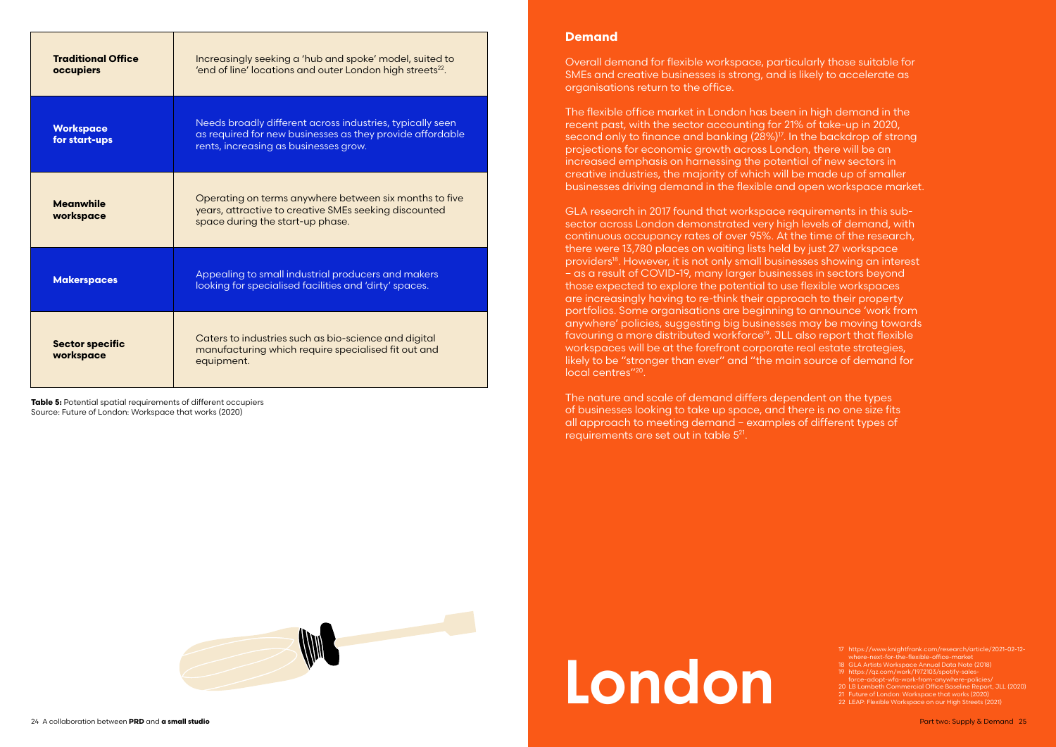| Traditional Office occupiers | Increasingly seeking a 'hub and spoke' model, suited to 'end of line' locations and outer London high streets[22]. |
|---|---|
| **Workspace for start-ups** | Needs broadly different across industries, typically seen as required for new businesses as they provide affordable rents, increasing as businesses grow. |
| **Meanwhile workspace** | Operating on terms anywhere between six months to five years, attractive to creative SMEs seeking discounted space during the start-up phase. |
| **Makerspaces** | Appealing to small industrial producers and makers looking for specialised facilities and 'dirty' spaces. |
| **Sector specific workspace** | Caters to industries such as bio-science and digital manufacturing which require specialised fit out and equipment. |

**Table 5:** Potential spatial requirements of different occupiers
Source: Future of London: Workspace that works (2020)

## Demand

Overall demand for flexible workspace, particularly those suitable for SMEs and creative businesses is strong, and is likely to accelerate as organisations return to the office.

The flexible office market in London has been in high demand in the recent past, with the sector accounting for 21% of take-up in 2020, second only to finance and banking (28%)[17]. In the backdrop of strong projections for economic growth across London, there will be an increased emphasis on harnessing the potential of new sectors in creative industries, the majority of which will be made up of smaller businesses driving demand in the flexible and open workspace market.

GLA research in 2017 found that workspace requirements in this sub-sector across London demonstrated very high levels of demand, with continuous occupancy rates of over 95%. At the time of the research, there were 13,780 places on waiting lists held by just 27 workspace providers[18]. However, it is not only small businesses showing an interest – as a result of COVID-19, many larger businesses in sectors beyond those expected to explore the potential to use flexible workspaces are increasingly having to re-think their approach to their property portfolios. Some organisations are beginning to announce 'work from anywhere' policies, suggesting big businesses may be moving towards favouring a more distributed workforce[19]. JLL also report that flexible workspaces will be at the forefront corporate real estate strategies, likely to be "stronger than ever" and "the main source of demand for local centres"[20].

The nature and scale of demand differs dependent on the types of businesses looking to take up space, and there is no one size fits all approach to meeting demand – examples of different types of requirements are set out in table 5[21].

# London

17 https://www.knightfrank.com/research/article/2021-02-12-where-next-for-the-flexible-office-market
18 GLA Artists Workspace Annual Data Note (2018)
19 https://qz.com/work/1972103/spotify-sales-force-adopt-wfa-work-from-anywhere-policies/
20 LB Lambeth Commercial Office Baseline Report, JLL (2020)
21 Future of London: Workspace that works (2020)
22 LEAP: Flexible Workspace on our High Streets (2021)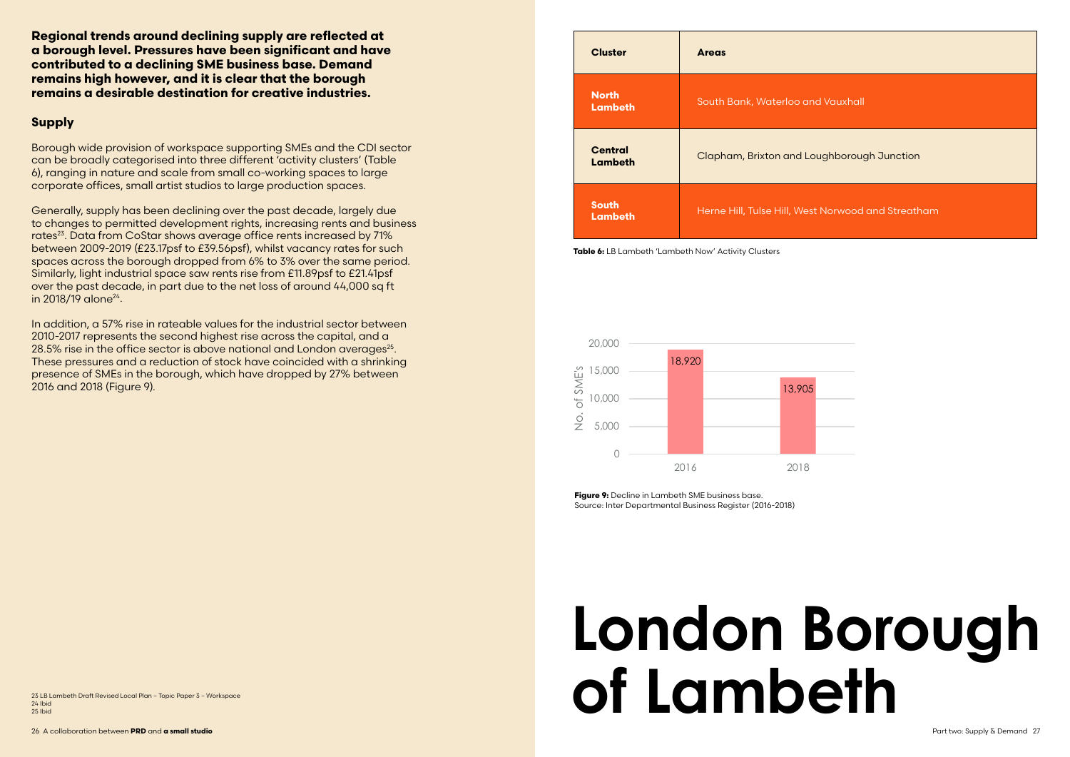**Regional trends around declining supply are reflected at a borough level. Pressures have been significant and have contributed to a declining SME business base. Demand remains high however, and it is clear that the borough remains a desirable destination for creative industries.**

## Supply

Borough wide provision of workspace supporting SMEs and the CDI sector can be broadly categorised into three different 'activity clusters' (Table 6), ranging in nature and scale from small co-working spaces to large corporate offices, small artist studios to large production spaces.

Generally, supply has been declining over the past decade, largely due to changes to permitted development rights, increasing rents and business rates[23]. Data from CoStar shows average office rents increased by 71% between 2009-2019 (£23.17psf to £39.56psf), whilst vacancy rates for such spaces across the borough dropped from 6% to 3% over the same period. Similarly, light industrial space saw rents rise from £11.89psf to £21.41psf over the past decade, in part due to the net loss of around 44,000 sq ft in 2018/19 alone[24].

In addition, a 57% rise in rateable values for the industrial sector between 2010-2017 represents the second highest rise across the capital, and a 28.5% rise in the office sector is above national and London averages[25]. These pressures and a reduction of stock have coincided with a shrinking presence of SMEs in the borough, which have dropped by 27% between 2016 and 2018 (Figure 9).

| Cluster | Areas |
| --- | --- |
| North Lambeth | South Bank, Waterloo and Vauxhall |
| Central Lambeth | Clapham, Brixton and Loughborough Junction |
| South Lambeth | Herne Hill, Tulse Hill, West Norwood and Streatham |

**Table 6:** LB Lambeth 'Lambeth Now' Activity Clusters

| Year | No. of SME's |
| --- | --- |
| 2016 | 18,920 |
| 2018 | 13,905 |

**Figure 9:** Decline in Lambeth SME business base.
Source: Inter Departmental Business Register (2016-2018)

# London Borough of Lambeth

23 LB Lambeth Draft Revised Local Plan – Topic Paper 3 – Workspace
24 Ibid
25 Ibid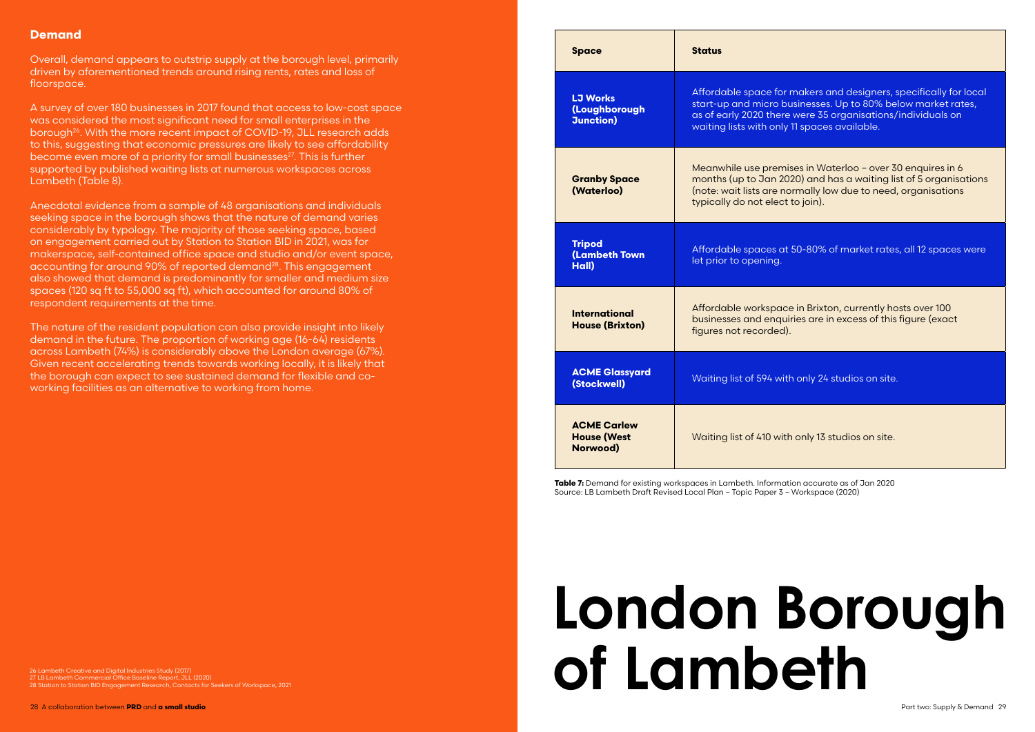## Demand

Overall, demand appears to outstrip supply at the borough level, primarily driven by aforementioned trends around rising rents, rates and loss of floorspace.

A survey of over 180 businesses in 2017 found that access to low-cost space was considered the most significant need for small enterprises in the borough[26]. With the more recent impact of COVID-19, JLL research adds to this, suggesting that economic pressures are likely to see affordability become even more of a priority for small businesses[27]. This is further supported by published waiting lists at numerous workspaces across Lambeth (Table 8).

Anecdotal evidence from a sample of 48 organisations and individuals seeking space in the borough shows that the nature of demand varies considerably by typology. The majority of those seeking space, based on engagement carried out by Station to Station BID in 2021, was for makerspace, self-contained office space and studio and/or event space, accounting for around 90% of reported demand[28]. This engagement also showed that demand is predominantly for smaller and medium size spaces (120 sq ft to 55,000 sq ft), which accounted for around 80% of respondent requirements at the time.

The nature of the resident population can also provide insight into likely demand in the future. The proportion of working age (16-64) residents across Lambeth (74%) is considerably above the London average (67%). Given recent accelerating trends towards working locally, it is likely that the borough can expect to see sustained demand for flexible and co-working facilities as an alternative to working from home.

26 Lambeth Creative and Digital Industries Study (2017)
27 LB Lambeth Commercial Office Baseline Report, JLL (2020)
28 Station to Station BID Engagement Research, Contacts for Seekers of Workspace, 2021

| Space | Status |
|---|---|
| **LJ Works (Loughborough Junction)** | Affordable space for makers and designers, specifically for local start-up and micro businesses. Up to 80% below market rates, as of early 2020 there were 35 organisations/individuals on waiting lists with only 11 spaces available. |
| **Granby Space (Waterloo)** | Meanwhile use premises in Waterloo – over 30 enquires in 6 months (up to Jan 2020) and has a waiting list of 5 organisations (note: wait lists are normally low due to need, organisations typically do not elect to join). |
| **Tripod (Lambeth Town Hall)** | Affordable spaces at 50-80% of market rates, all 12 spaces were let prior to opening. |
| **International House (Brixton)** | Affordable workspace in Brixton, currently hosts over 100 businesses and enquiries are in excess of this figure (exact figures not recorded). |
| **ACME Glassyard (Stockwell)** | Waiting list of 594 with only 24 studios on site. |
| **ACME Carlew House (West Norwood)** | Waiting list of 410 with only 13 studios on site. |

**Table 7:** Demand for existing workspaces in Lambeth. Information accurate as of Jan 2020
Source: LB Lambeth Draft Revised Local Plan – Topic Paper 3 – Workspace (2020)

# London Borough of Lambeth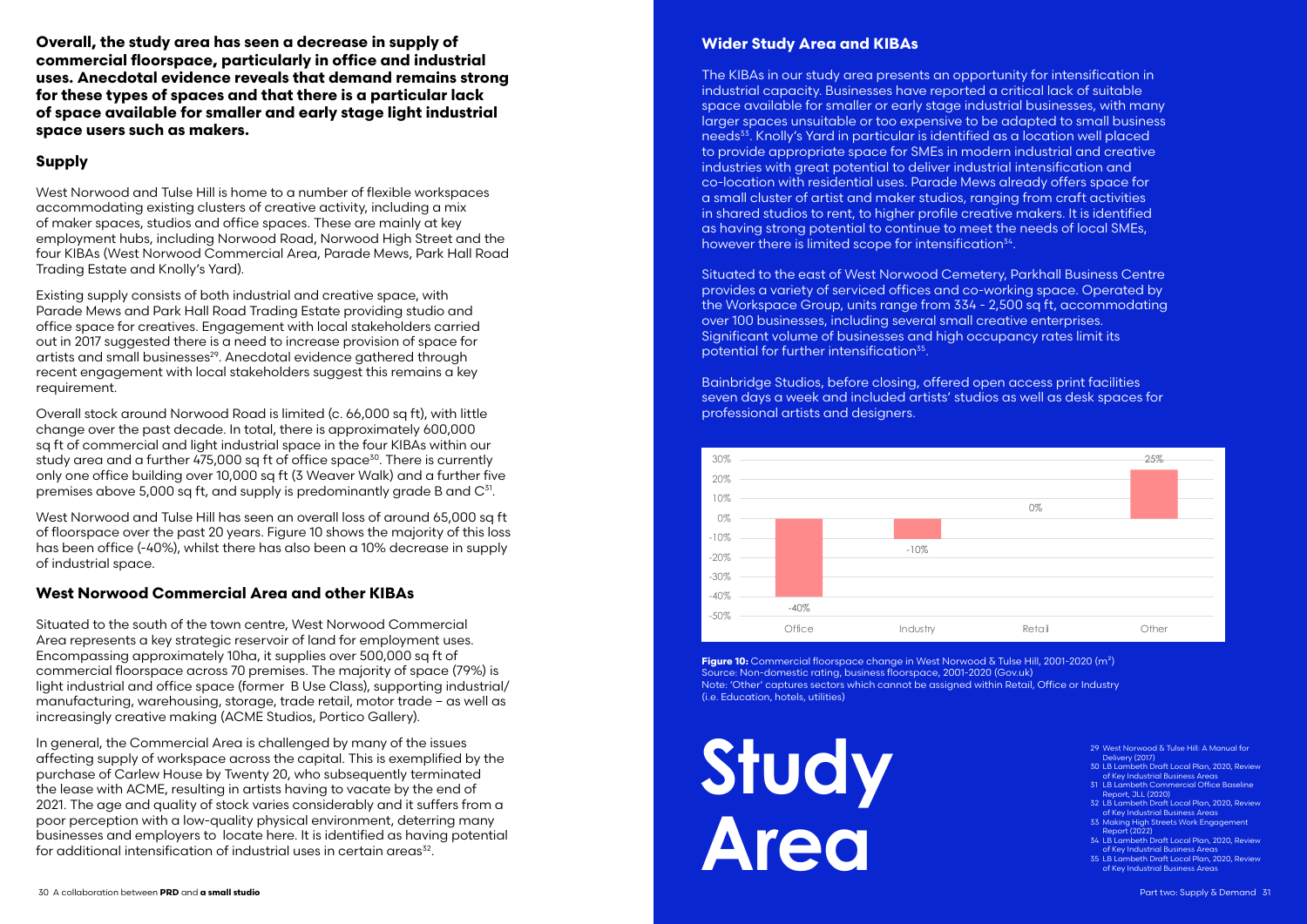**Overall, the study area has seen a decrease in supply of commercial floorspace, particularly in office and industrial uses. Anecdotal evidence reveals that demand remains strong for these types of spaces and that there is a particular lack of space available for smaller and early stage light industrial space users such as makers.**

## Supply

West Norwood and Tulse Hill is home to a number of flexible workspaces accommodating existing clusters of creative activity, including a mix of maker spaces, studios and office spaces. These are mainly at key employment hubs, including Norwood Road, Norwood High Street and the four KIBAs (West Norwood Commercial Area, Parade Mews, Park Hall Road Trading Estate and Knolly's Yard).

Existing supply consists of both industrial and creative space, with Parade Mews and Park Hall Road Trading Estate providing studio and office space for creatives. Engagement with local stakeholders carried out in 2017 suggested there is a need to increase provision of space for artists and small businesses[29]. Anecdotal evidence gathered through recent engagement with local stakeholders suggest this remains a key requirement.

Overall stock around Norwood Road is limited (c. 66,000 sq ft), with little change over the past decade. In total, there is approximately 600,000 sq ft of commercial and light industrial space in the four KIBAs within our study area and a further 475,000 sq ft of office space[30]. There is currently only one office building over 10,000 sq ft (3 Weaver Walk) and a further five premises above 5,000 sq ft, and supply is predominantly grade B and C[31].

West Norwood and Tulse Hill has seen an overall loss of around 65,000 sq ft of floorspace over the past 20 years. Figure 10 shows the majority of this loss has been office (-40%), whilst there has also been a 10% decrease in supply of industrial space.

## West Norwood Commercial Area and other KIBAs

Situated to the south of the town centre, West Norwood Commercial Area represents a key strategic reservoir of land for employment uses. Encompassing approximately 10ha, it supplies over 500,000 sq ft of commercial floorspace across 70 premises. The majority of space (79%) is light industrial and office space (former B Use Class), supporting industrial/manufacturing, warehousing, storage, trade retail, motor trade – as well as increasingly creative making (ACME Studios, Portico Gallery).

In general, the Commercial Area is challenged by many of the issues affecting supply of workspace across the capital. This is exemplified by the purchase of Carlew House by Twenty 20, who subsequently terminated the lease with ACME, resulting in artists having to vacate by the end of 2021. The age and quality of stock varies considerably and it suffers from a poor perception with a low-quality physical environment, deterring many businesses and employers to locate here. It is identified as having potential for additional intensification of industrial uses in certain areas[32].

## Wider Study Area and KIBAs

The KIBAs in our study area presents an opportunity for intensification in industrial capacity. Businesses have reported a critical lack of suitable space available for smaller or early stage industrial businesses, with many larger spaces unsuitable or too expensive to be adapted to small business needs[33]. Knolly's Yard in particular is identified as a location well placed to provide appropriate space for SMEs in modern industrial and creative industries with great potential to deliver industrial intensification and co-location with residential uses. Parade Mews already offers space for a small cluster of artist and maker studios, ranging from craft activities in shared studios to rent, to higher profile creative makers. It is identified as having strong potential to continue to meet the needs of local SMEs, however there is limited scope for intensification[34].

Situated to the east of West Norwood Cemetery, Parkhall Business Centre provides a variety of serviced offices and co-working space. Operated by the Workspace Group, units range from 334 - 2,500 sq ft, accommodating over 100 businesses, including several small creative enterprises. Significant volume of businesses and high occupancy rates limit its potential for further intensification[35].

Bainbridge Studios, before closing, offered open access print facilities seven days a week and included artists' studios as well as desk spaces for professional artists and designers.

| Category | Change |
| --- | --- |
| Office | -40% |
| Industry | -10% |
| Retail | 0% |
| Other | 25% |

**Figure 10:** Commercial floorspace change in West Norwood & Tulse Hill, 2001-2020 ($m^2$)
Source: Non-domestic rating, business floorspace, 2001-2020 (Gov.uk)
Note: 'Other' captures sectors which cannot be assigned within Retail, Office or Industry (i.e. Education, hotels, utilities)

# Study Area

29 West Norwood & Tulse Hill: A Manual for Delivery (2017)
30 LB Lambeth Draft Local Plan, 2020, Review of Key Industrial Business Areas
31 LB Lambeth Commercial Office Baseline Report, JLL (2020)
32 LB Lambeth Draft Local Plan, 2020, Review of Key Industrial Business Areas
33 Making High Streets Work Engagement Report (2022)
34 LB Lambeth Draft Local Plan, 2020, Review of Key Industrial Business Areas
35 LB Lambeth Draft Local Plan, 2020, Review of Key Industrial Business Areas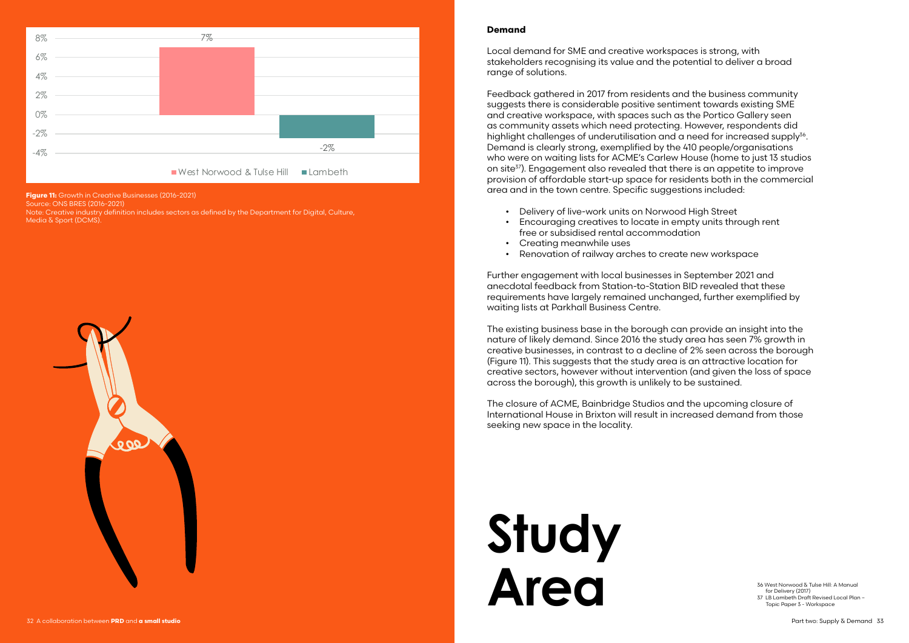Figure 11: Growth in Creative Businesses (2016-2021)
Source: ONS BRES (2016-2021)
Note: Creative industry definition includes sectors as defined by the Department for Digital, Culture, Media & Sport (DCMS).

| | Growth |
|---|---|
| West Norwood & Tulse Hill | 7% |
| Lambeth | -2% |

**Demand**

Local demand for SME and creative workspaces is strong, with stakeholders recognising its value and the potential to deliver a broad range of solutions.

Feedback gathered in 2017 from residents and the business community suggests there is considerable positive sentiment towards existing SME and creative workspace, with spaces such as the Portico Gallery seen as community assets which need protecting. However, respondents did highlight challenges of underutilisation and a need for increased supply[36]. Demand is clearly strong, exemplified by the 410 people/organisations who were on waiting lists for ACME's Carlew House (home to just 13 studios on site[37]). Engagement also revealed that there is an appetite to improve provision of affordable start-up space for residents both in the commercial area and in the town centre. Specific suggestions included:

- Delivery of live-work units on Norwood High Street
- Encouraging creatives to locate in empty units through rent free or subsidised rental accommodation
- Creating meanwhile uses
- Renovation of railway arches to create new workspace

Further engagement with local businesses in September 2021 and anecdotal feedback from Station-to-Station BID revealed that these requirements have largely remained unchanged, further exemplified by waiting lists at Parkhall Business Centre.

The existing business base in the borough can provide an insight into the nature of likely demand. Since 2016 the study area has seen 7% growth in creative businesses, in contrast to a decline of 2% seen across the borough (Figure 11). This suggests that the study area is an attractive location for creative sectors, however without intervention (and given the loss of space across the borough), this growth is unlikely to be sustained.

The closure of ACME, Bainbridge Studios and the upcoming closure of International House in Brixton will result in increased demand from those seeking new space in the locality.

# Study Area

36 West Norwood & Tulse Hill: A Manual for Delivery (2017)
37 LB Lambeth Draft Revised Local Plan – Topic Paper 3 - Workspace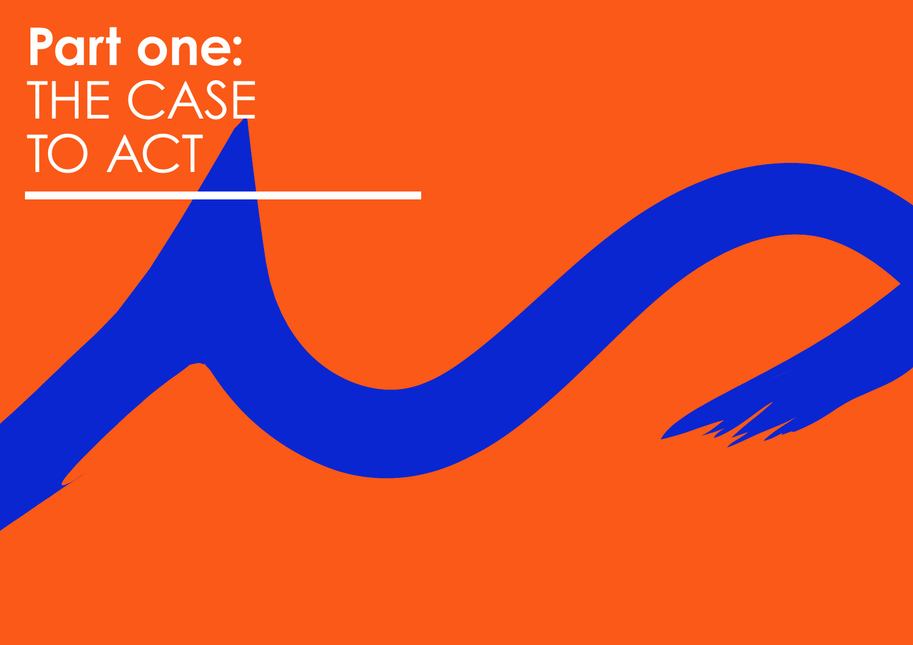# **Part one:** THE CASE TO ACT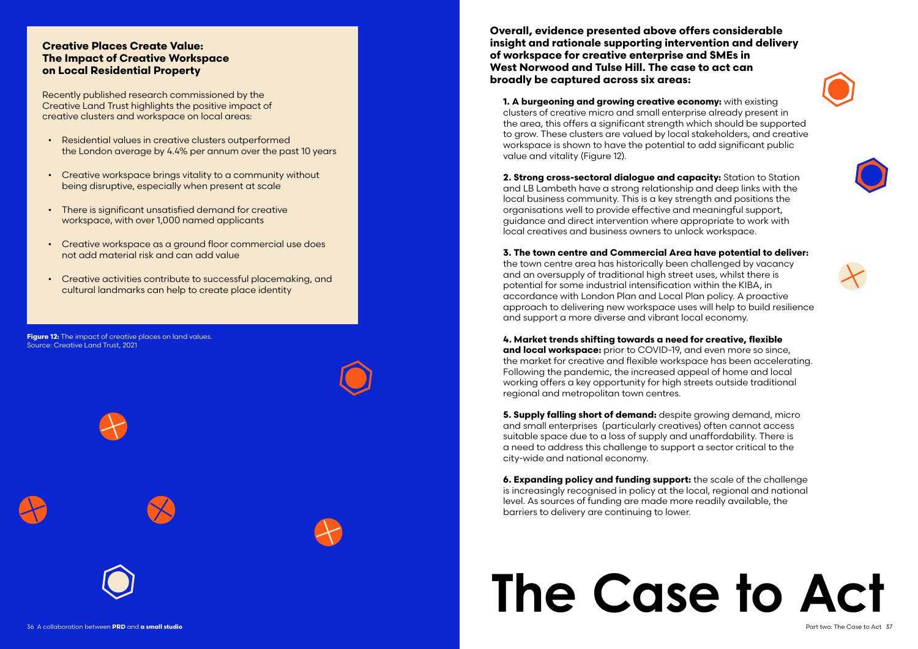### Creative Places Create Value: The Impact of Creative Workspace on Local Residential Property

Recently published research commissioned by the Creative Land Trust highlights the positive impact of creative clusters and workspace on local areas:

- Residential values in creative clusters outperformed the London average by 4.4% per annum over the past 10 years
- Creative workspace brings vitality to a community without being disruptive, especially when present at scale
- There is significant unsatisfied demand for creative workspace, with over 1,000 named applicants
- Creative workspace as a ground floor commercial use does not add material risk and can add value
- Creative activities contribute to successful placemaking, and cultural landmarks can help to create place identity

**Figure 12:** The impact of creative places on land values. Source: Creative Land Trust, 2021

# The Case to Act

**Overall, evidence presented above offers considerable insight and rationale supporting intervention and delivery of workspace for creative enterprise and SMEs in West Norwood and Tulse Hill. The case to act can broadly be captured across six areas:**

**1. A burgeoning and growing creative economy:** with existing clusters of creative micro and small enterprise already present in the area, this offers a significant strength which should be supported to grow. These clusters are valued by local stakeholders, and creative workspace is shown to have the potential to add significant public value and vitality (Figure 12).

**2. Strong cross-sectoral dialogue and capacity:** Station to Station and LB Lambeth have a strong relationship and deep links with the local business community. This is a key strength and positions the organisations well to provide effective and meaningful support, guidance and direct intervention where appropriate to work with local creatives and business owners to unlock workspace.

**3. The town centre and Commercial Area have potential to deliver:** the town centre area has historically been challenged by vacancy and an oversupply of traditional high street uses, whilst there is potential for some industrial intensification within the KIBA, in accordance with London Plan and Local Plan policy. A proactive approach to delivering new workspace uses will help to build resilience and support a more diverse and vibrant local economy.

**4. Market trends shifting towards a need for creative, flexible and local workspace:** prior to COVID-19, and even more so since, the market for creative and flexible workspace has been accelerating. Following the pandemic, the increased appeal of home and local working offers a key opportunity for high streets outside traditional regional and metropolitan town centres.

**5. Supply falling short of demand:** despite growing demand, micro and small enterprises (particularly creatives) often cannot access suitable space due to a loss of supply and unaffordability. There is a need to address this challenge to support a sector critical to the city-wide and national economy.

**6. Expanding policy and funding support:** the scale of the challenge is increasingly recognised in policy at the local, regional and national level. As sources of funding are made more readily available, the barriers to delivery are continuing to lower.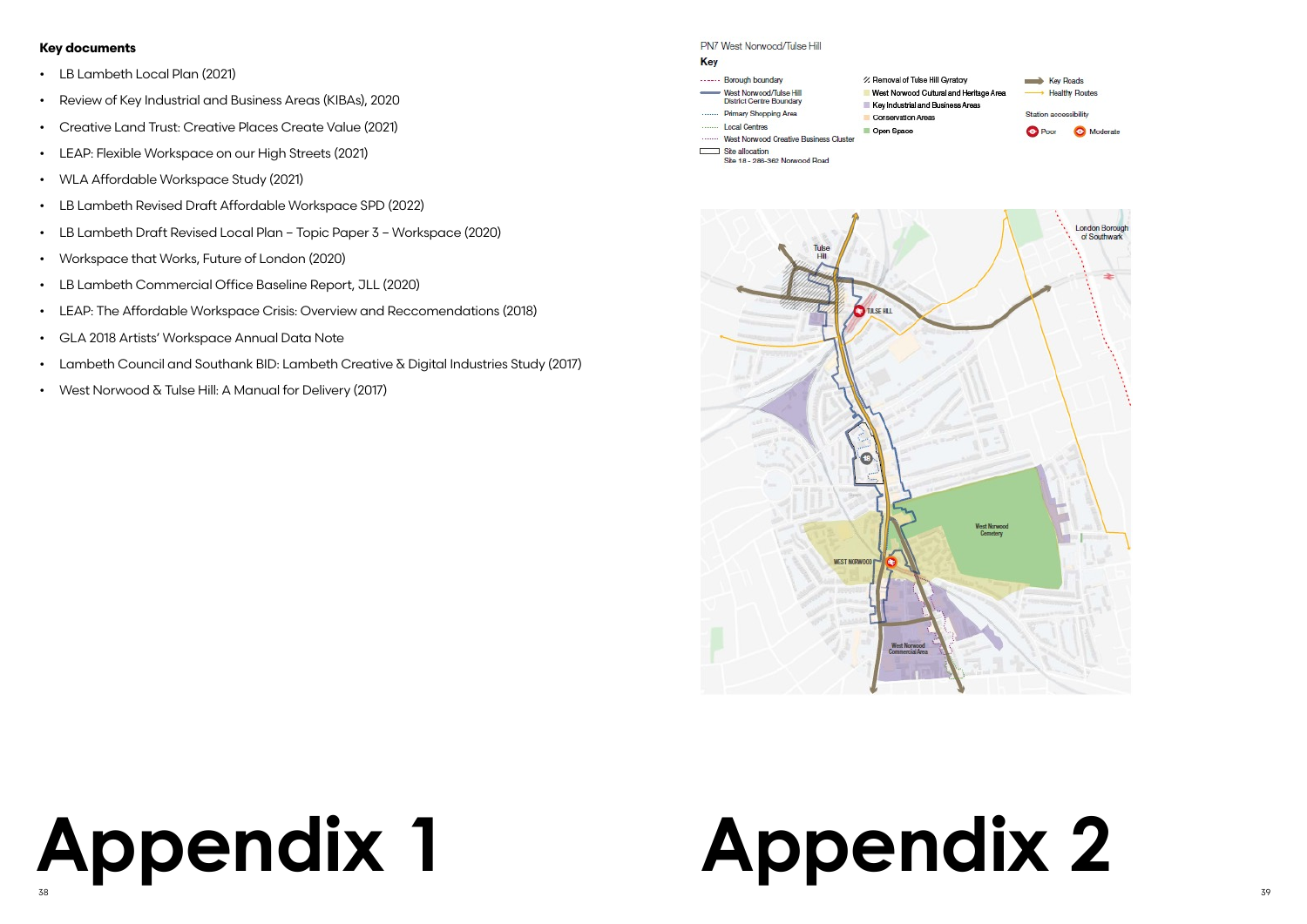## Key documents

- LB Lambeth Local Plan (2021)
- Review of Key Industrial and Business Areas (KIBAs), 2020
- Creative Land Trust: Creative Places Create Value (2021)
- LEAP: Flexible Workspace on our High Streets (2021)
- WLA Affordable Workspace Study (2021)
- LB Lambeth Revised Draft Affordable Workspace SPD (2022)
- LB Lambeth Draft Revised Local Plan – Topic Paper 3 – Workspace (2020)
- Workspace that Works, Future of London (2020)
- LB Lambeth Commercial Office Baseline Report, JLL (2020)
- LEAP: The Affordable Workspace Crisis: Overview and Reccomendations (2018)
- GLA 2018 Artists' Workspace Annual Data Note
- Lambeth Council and Southank BID: Lambeth Creative & Digital Industries Study (2017)
- West Norwood & Tulse Hill: A Manual for Delivery (2017)

# Appendix 1

PN7 West Norwood/Tulse Hill

**Key**

- Borough boundary
- West Norwood/Tulse Hill District Centre Boundary
- Primary Shopping Area
- Local Centres
- West Norwood Creative Business Cluster
- Site allocation Site 18 - 286-362 Norwood Road
- Removal of Tulse Hill Gyratory
- West Norwood Cultural and Heritage Area
- Key Industrial and Business Areas
- Conservation Areas
- Open Space
- Key Roads
- Healthy Routes

Station accessibility

- Poor
- Moderate

Tulse Hill

TULSE HILL

London Borough of Southwark

West Norwood Cemetery

WEST NORWOOD

West Norwood Commercial Area

# Appendix 2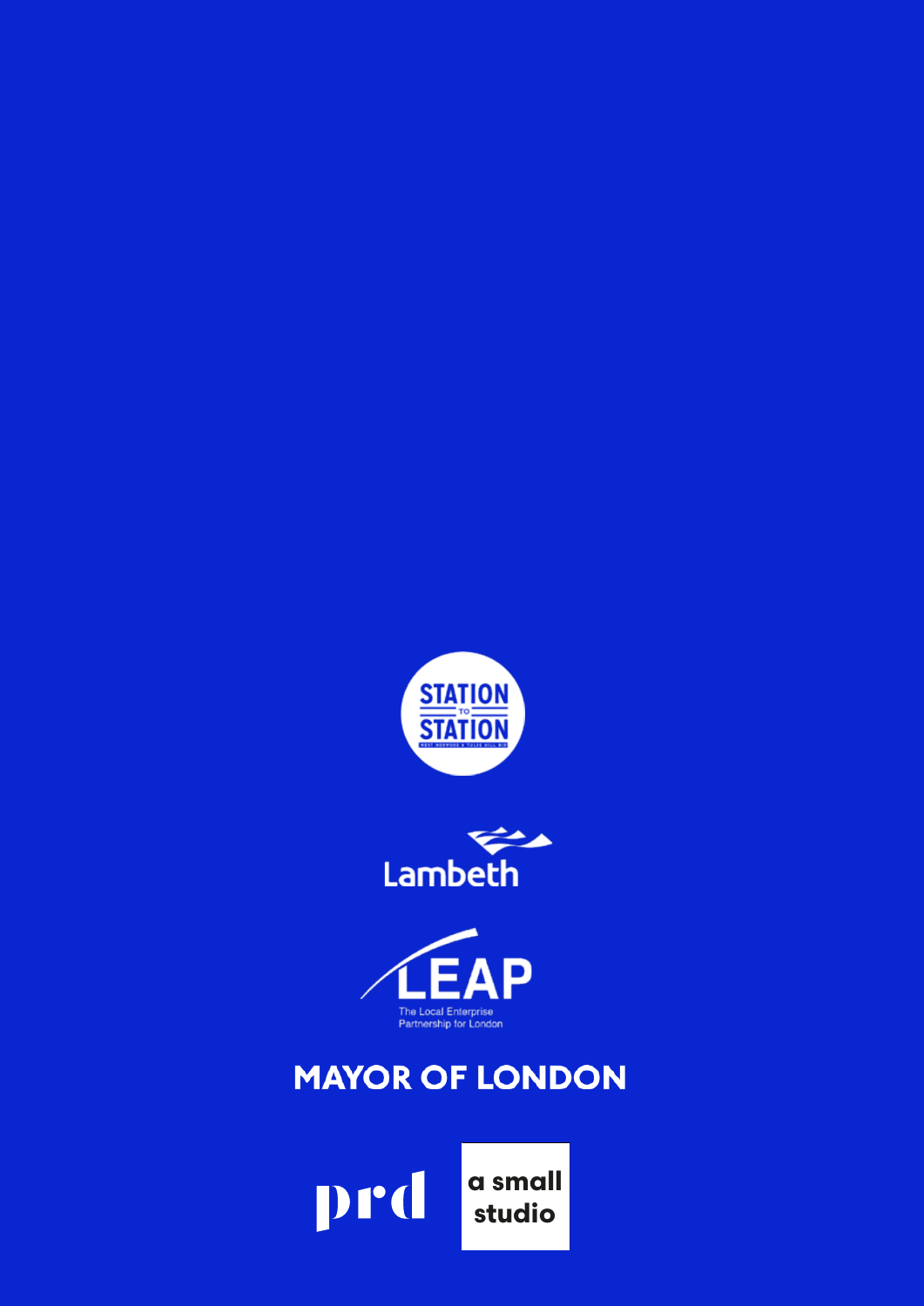STATION TO STATION

WEST NORWOOD & TULSE HILL BID

Lambeth

LEAP

The Local Enterprise Partnership for London

MAYOR OF LONDON

prd

a small studio